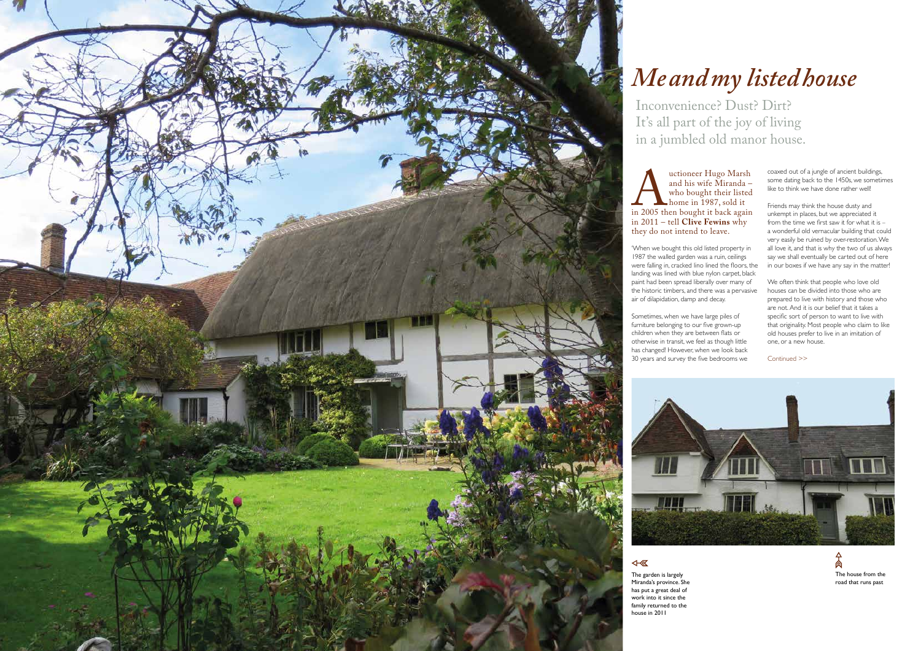# *Me and my listed house*

Inconvenience? Dust? Dirt? It's all part of the joy of living in a jumbled old manor house.

Auctioneer Hugo Marsh and his wife Miranda – who bought their listed home in 1987, sold it in 2005 then bought it back again in 2011 – tell **Clive Fewins** why they do not intend to leave.

'When we bought this old listed property in 1987 the walled garden was a ruin, ceilings were falling in, cracked lino lined the floors, the landing was lined with blue nylon carpet, black paint had been spread liberally over many of the historic timbers, and there was a pervasive air of dilapidation, damp and decay.

Sometimes, when we have large piles of furniture belonging to our five grown-up children when they are between flats or otherwise in transit, we feel as though little has changed! However, when we look back 30 years and survey the five bedrooms we coaxed out of a jungle of ancient buildings, some dating back to the 1450s, we sometimes like to think we have done rather well!

Friends may think the house dusty and unkempt in places, but we appreciated it from the time we first saw it for what it is – a wonderful old vernacular building that could very easily be ruined by over-restoration. We all love it, and that is why the two of us always say we shall eventually be carted out of here in our boxes if we have any say in the matter!

We often think that people who love old houses can be divided into those who are prepared to live with history and those who are not. And it is our belief that it takes a specific sort of person to want to live with that originality. Most people who claim to like old houses prefer to live in an imitation of one, or a new house.

Continued >>

The garden is largely Miranda's province. She has put a great deal of work into it since the family returned to the house in 2011

The house from the road that runs past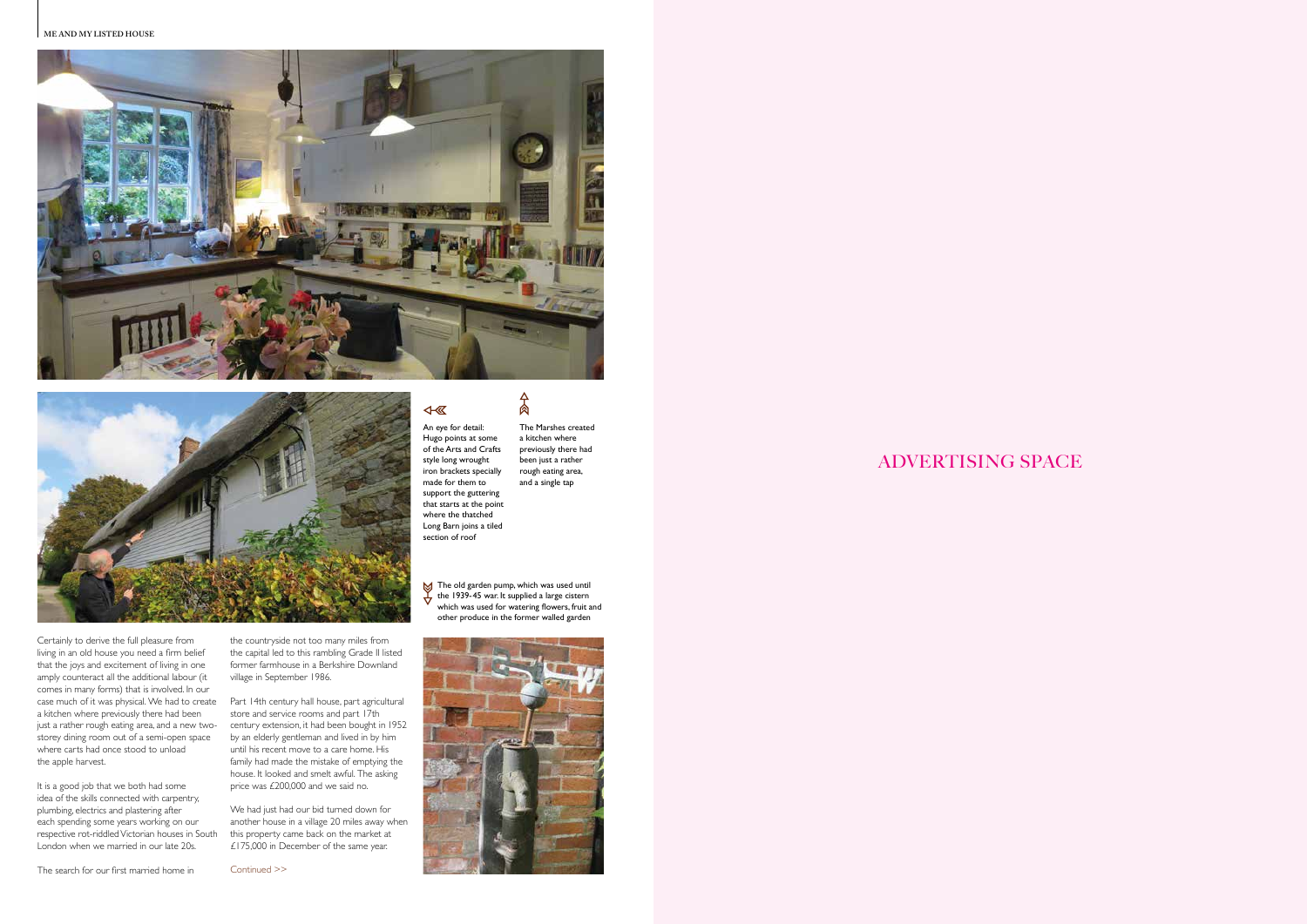An eye for detail: Hugo points at some of the Arts and Crafts style long wrought iron brackets specially made for them to support the guttering that starts at the point where the thatched Long Barn joins a tiled section of roof

The Marshes created a kitchen where previously there had been just a rather rough eating area, and a single tap

The old garden pump, which was used until the 1939-45 war. It supplied a large cistern which was used for watering flowers, fruit and other produce in the former walled garden

Certainly to derive the full pleasure from living in an old house you need a firm belief that the joys and excitement of living in one amply counteract all the additional labour (it comes in many forms) that is involved. In our case much of it was physical. We had to create a kitchen where previously there had been just a rather rough eating area, and a new two-storey dining room out of a semi-open space where carts had once stood to unload the apple harvest.

It is a good job that we both had some idea of the skills connected with carpentry, plumbing, electrics and plastering after each spending some years working on our respective rot-riddled Victorian houses in South London when we married in our late 20s.

The search for our first married home in the countryside not too many miles from the capital led to this rambling Grade II listed former farmhouse in a Berkshire Downland village in September 1986.

Part 14th century hall house, part agricultural store and service rooms and part 17th century extension, it had been bought in 1952 by an elderly gentleman and lived in by him until his recent move to a care home. His family had made the mistake of emptying the house. It looked and smelt awful. The asking price was £200,000 and we said no.

We had just had our bid turned down for another house in a village 20 miles away when this property came back on the market at £175,000 in December of the same year.

Continued >>

ADVERTISING SPACE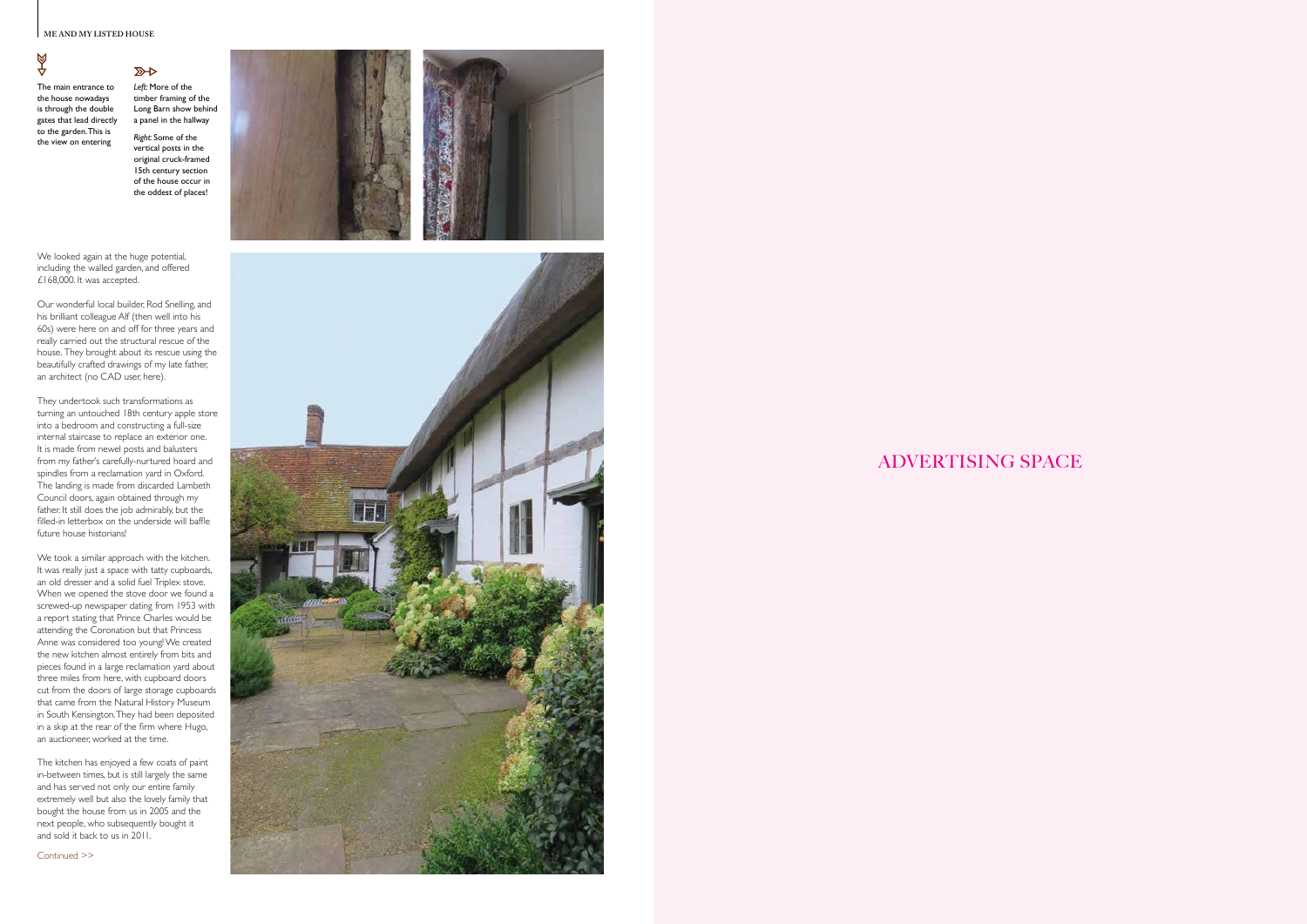The main entrance to the house nowadays is through the double gates that lead directly to the garden. This is the view on entering

*Left:* More of the timber framing of the Long Barn show behind a panel in the hallway

*Right:* Some of the vertical posts in the original cruck-framed 15th century section of the house occur in the oddest of places!

We looked again at the huge potential, including the walled garden, and offered £168,000. It was accepted.

Our wonderful local builder, Rod Snelling, and his brilliant colleague Alf (then well into his 60s) were here on and off for three years and really carried out the structural rescue of the house. They brought about its rescue using the beautifully crafted drawings of my late father, an architect (no CAD user, here).

They undertook such transformations as turning an untouched 18th century apple store into a bedroom and constructing a full-size internal staircase to replace an exterior one. It is made from newel posts and balusters from my father's carefully-nurtured hoard and spindles from a reclamation yard in Oxford. The landing is made from discarded Lambeth Council doors, again obtained through my father. It still does the job admirably, but the filled-in letterbox on the underside will baffle future house historians!

We took a similar approach with the kitchen. It was really just a space with tatty cupboards, an old dresser and a solid fuel Triplex stove. When we opened the stove door we found a screwed-up newspaper dating from 1953 with a report stating that Prince Charles would be attending the Coronation but that Princess Anne was considered too young! We created the new kitchen almost entirely from bits and pieces found in a large reclamation yard about three miles from here, with cupboard doors cut from the doors of large storage cupboards that came from the Natural History Museum in South Kensington. They had been deposited in a skip at the rear of the firm where Hugo, an auctioneer, worked at the time.

The kitchen has enjoyed a few coats of paint in-between times, but is still largely the same and has served not only our entire family extremely well but also the lovely family that bought the house from us in 2005 and the next people, who subsequently bought it and sold it back to us in 2011.

Continued >>

ADVERTISING SPACE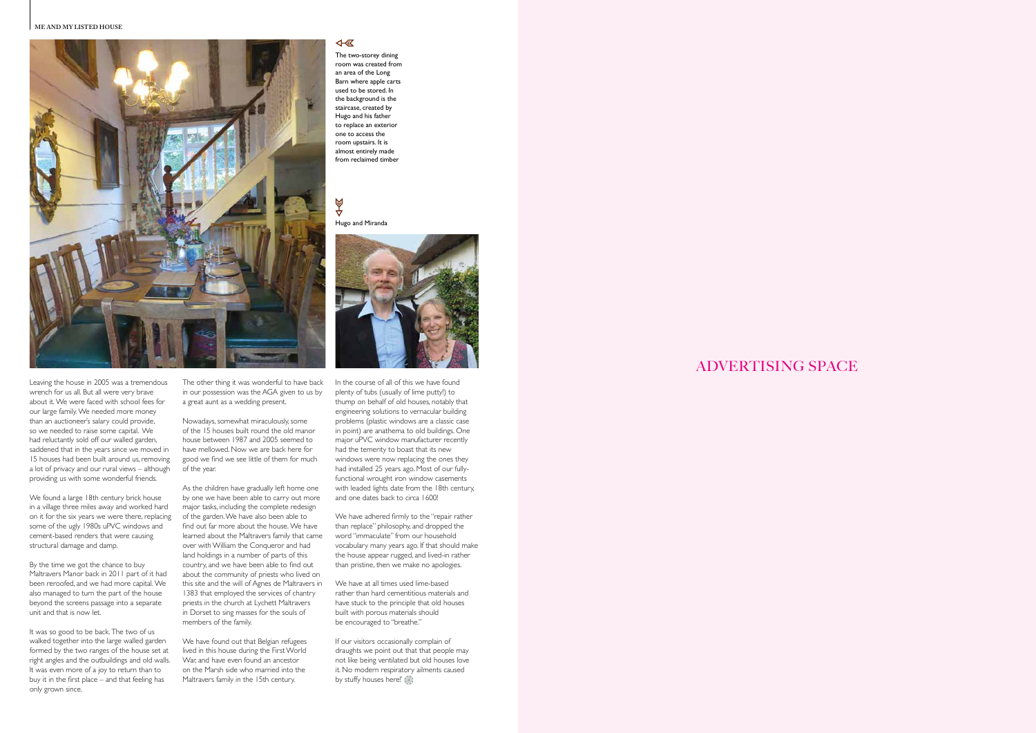The two-storey dining room was created from an area of the Long Barn where apple carts used to be stored. In the background is the staircase, created by Hugo and his father to replace an exterior one to access the room upstairs. It is almost entirely made from reclaimed timber

Hugo and Miranda

Leaving the house in 2005 was a tremendous wrench for us all. But all were very brave about it. We were faced with school fees for our large family. We needed more money than an auctioneer's salary could provide, so we needed to raise some capital. We had reluctantly sold off our walled garden, saddened that in the years since we moved in 15 houses had been built around us, removing a lot of privacy and our rural views – although providing us with some wonderful friends.

We found a large 18th century brick house in a village three miles away and worked hard on it for the six years we were there, replacing some of the ugly 1980s uPVC windows and cement-based renders that were causing structural damage and damp.

By the time we got the chance to buy Maltravers Manor back in 2011 part of it had been reroofed, and we had more capital. We also managed to turn the part of the house beyond the screens passage into a separate unit and that is now let.

It was so good to be back. The two of us walked together into the large walled garden formed by the two ranges of the house set at right angles and the outbuildings and old walls. It was even more of a joy to return than to buy it in the first place – and that feeling has only grown since.

The other thing it was wonderful to have back in our possession was the AGA given to us by a great aunt as a wedding present.

Nowadays, somewhat miraculously, some of the 15 houses built round the old manor house between 1987 and 2005 seemed to have mellowed. Now we are back here for good we find we see little of them for much of the year.

As the children have gradually left home one by one we have been able to carry out more major tasks, including the complete redesign of the garden. We have also been able to find out far more about the house. We have learned about the Maltravers family that came over with William the Conqueror and had land holdings in a number of parts of this country, and we have been able to find out about the community of priests who lived on this site and the will of Agnes de Maltravers in 1383 that employed the services of chantry priests in the church at Lychett Maltravers in Dorset to sing masses for the souls of members of the family.

We have found out that Belgian refugees lived in this house during the First World War, and have even found an ancestor on the Marsh side who married into the Maltravers family in the 15th century.

In the course of all of this we have found plenty of tubs (usually of lime putty!) to thump on behalf of old houses, notably that engineering solutions to vernacular building problems (plastic windows are a classic case in point) are anathema to old buildings. One major uPVC window manufacturer recently had the temerity to boast that its new windows were now replacing the ones they had installed 25 years ago. Most of our fully-functional wrought iron window casements with leaded lights date from the 18th century, and one dates back to circa 1600!

We have adhered firmly to the "repair rather than replace" philosophy, and dropped the word "immaculate" from our household vocabulary many years ago. If that should make the house appear rugged, and lived-in rather than pristine, then we make no apologies.

We have at all times used lime-based rather than hard cementitious materials and have stuck to the principle that old houses built with porous materials should be encouraged to "breathe."

If our visitors occasionally complain of draughts we point out that that people may not like being ventilated but old houses love it. No modern respiratory ailments caused by stuffy houses here!'

ADVERTISING SPACE